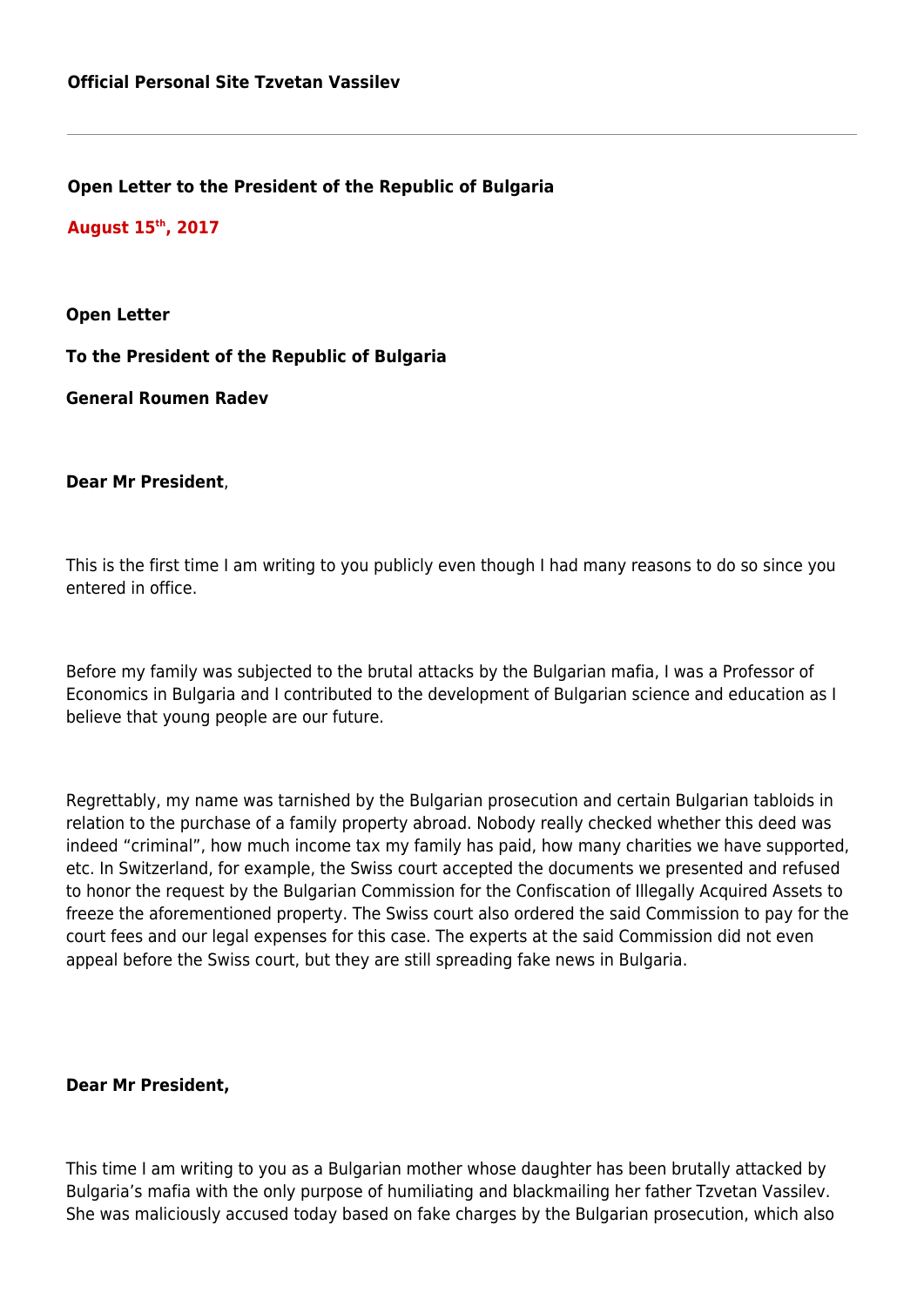**Official Personal Site Tzvetan Vassilev**

---

**Open Letter to the President of the Republic of Bulgaria**

**August 15th, 2017**

**Open Letter**

**To the President of the Republic of Bulgaria**

**General Roumen Radev**

**Dear Mr President**,

This is the first time I am writing to you publicly even though I had many reasons to do so since you entered in office.

Before my family was subjected to the brutal attacks by the Bulgarian mafia, I was a Professor of Economics in Bulgaria and I contributed to the development of Bulgarian science and education as I believe that young people are our future.

Regrettably, my name was tarnished by the Bulgarian prosecution and certain Bulgarian tabloids in relation to the purchase of a family property abroad. Nobody really checked whether this deed was indeed "criminal", how much income tax my family has paid, how many charities we have supported, etc. In Switzerland, for example, the Swiss court accepted the documents we presented and refused to honor the request by the Bulgarian Commission for the Confiscation of Illegally Acquired Assets to freeze the aforementioned property. The Swiss court also ordered the said Commission to pay for the court fees and our legal expenses for this case. The experts at the said Commission did not even appeal before the Swiss court, but they are still spreading fake news in Bulgaria.

**Dear Mr President,**

This time I am writing to you as a Bulgarian mother whose daughter has been brutally attacked by Bulgaria's mafia with the only purpose of humiliating and blackmailing her father Tzvetan Vassilev. She was maliciously accused today based on fake charges by the Bulgarian prosecution, which also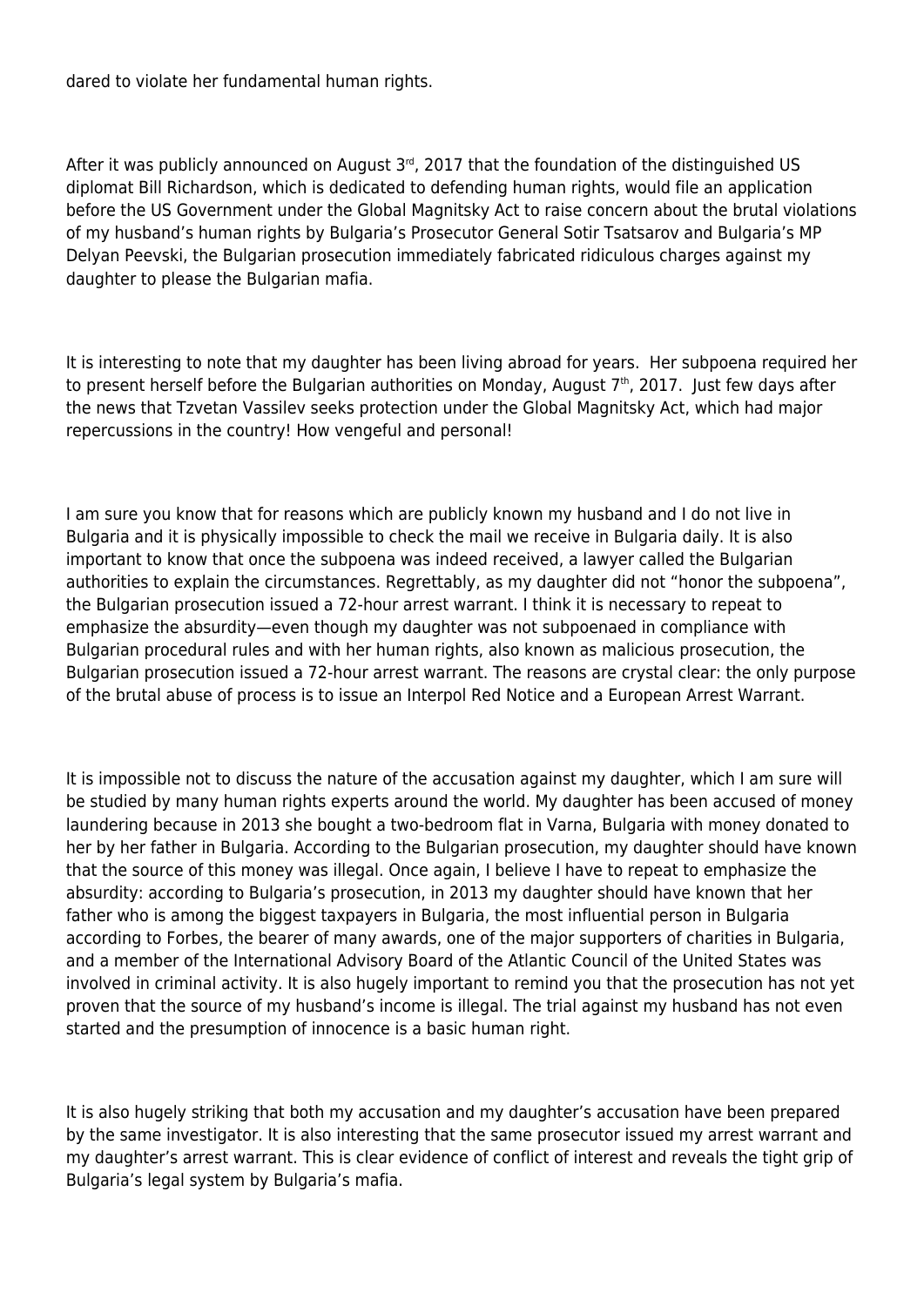dared to violate her fundamental human rights.

After it was publicly announced on August 3rd, 2017 that the foundation of the distinguished US diplomat Bill Richardson, which is dedicated to defending human rights, would file an application before the US Government under the Global Magnitsky Act to raise concern about the brutal violations of my husband's human rights by Bulgaria's Prosecutor General Sotir Tsatsarov and Bulgaria's MP Delyan Peevski, the Bulgarian prosecution immediately fabricated ridiculous charges against my daughter to please the Bulgarian mafia.

It is interesting to note that my daughter has been living abroad for years. Her subpoena required her to present herself before the Bulgarian authorities on Monday, August 7th, 2017. Just few days after the news that Tzvetan Vassilev seeks protection under the Global Magnitsky Act, which had major repercussions in the country! How vengeful and personal!

I am sure you know that for reasons which are publicly known my husband and I do not live in Bulgaria and it is physically impossible to check the mail we receive in Bulgaria daily. It is also important to know that once the subpoena was indeed received, a lawyer called the Bulgarian authorities to explain the circumstances. Regrettably, as my daughter did not "honor the subpoena", the Bulgarian prosecution issued a 72-hour arrest warrant. I think it is necessary to repeat to emphasize the absurdity—even though my daughter was not subpoenaed in compliance with Bulgarian procedural rules and with her human rights, also known as malicious prosecution, the Bulgarian prosecution issued a 72-hour arrest warrant. The reasons are crystal clear: the only purpose of the brutal abuse of process is to issue an Interpol Red Notice and a European Arrest Warrant.

It is impossible not to discuss the nature of the accusation against my daughter, which I am sure will be studied by many human rights experts around the world. My daughter has been accused of money laundering because in 2013 she bought a two-bedroom flat in Varna, Bulgaria with money donated to her by her father in Bulgaria. According to the Bulgarian prosecution, my daughter should have known that the source of this money was illegal. Once again, I believe I have to repeat to emphasize the absurdity: according to Bulgaria's prosecution, in 2013 my daughter should have known that her father who is among the biggest taxpayers in Bulgaria, the most influential person in Bulgaria according to Forbes, the bearer of many awards, one of the major supporters of charities in Bulgaria, and a member of the International Advisory Board of the Atlantic Council of the United States was involved in criminal activity. It is also hugely important to remind you that the prosecution has not yet proven that the source of my husband's income is illegal. The trial against my husband has not even started and the presumption of innocence is a basic human right.

It is also hugely striking that both my accusation and my daughter's accusation have been prepared by the same investigator. It is also interesting that the same prosecutor issued my arrest warrant and my daughter's arrest warrant. This is clear evidence of conflict of interest and reveals the tight grip of Bulgaria's legal system by Bulgaria's mafia.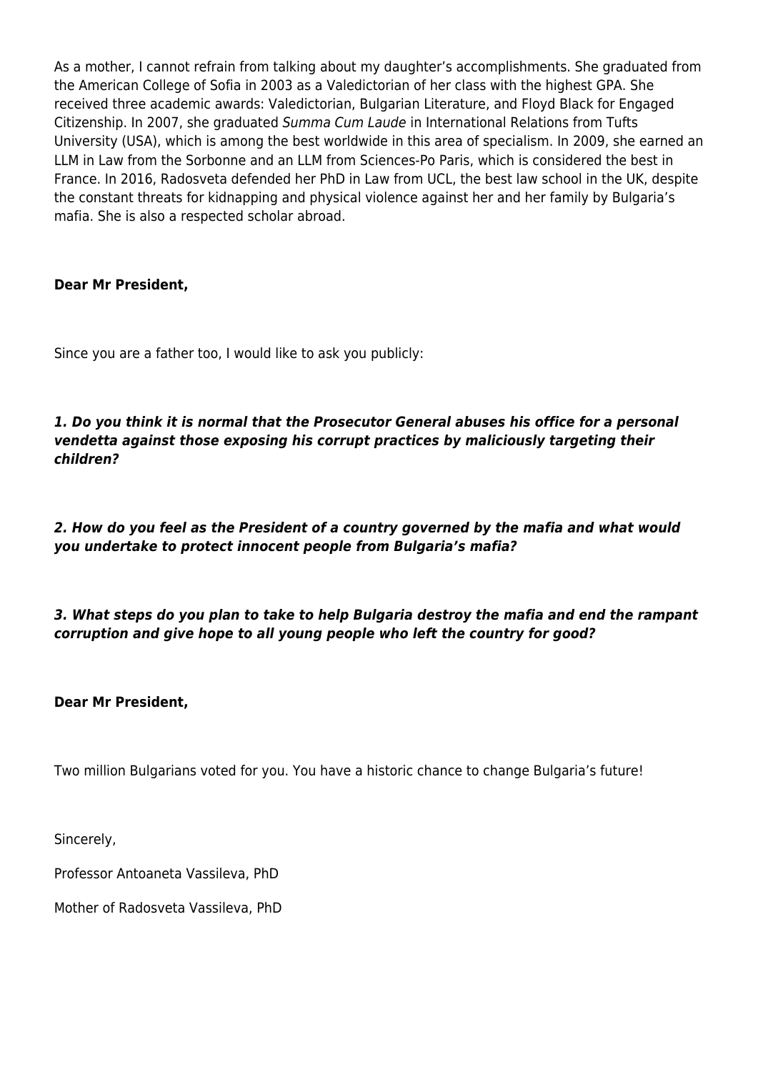As a mother, I cannot refrain from talking about my daughter's accomplishments. She graduated from the American College of Sofia in 2003 as a Valedictorian of her class with the highest GPA. She received three academic awards: Valedictorian, Bulgarian Literature, and Floyd Black for Engaged Citizenship. In 2007, she graduated *Summa Cum Laude* in International Relations from Tufts University (USA), which is among the best worldwide in this area of specialism. In 2009, she earned an LLM in Law from the Sorbonne and an LLM from Sciences-Po Paris, which is considered the best in France. In 2016, Radosveta defended her PhD in Law from UCL, the best law school in the UK, despite the constant threats for kidnapping and physical violence against her and her family by Bulgaria's mafia. She is also a respected scholar abroad.

**Dear Mr President,**

Since you are a father too, I would like to ask you publicly:

***1. Do you think it is normal that the Prosecutor General abuses his office for a personal vendetta against those exposing his corrupt practices by maliciously targeting their children?***

***2. How do you feel as the President of a country governed by the mafia and what would you undertake to protect innocent people from Bulgaria's mafia?***

***3. What steps do you plan to take to help Bulgaria destroy the mafia and end the rampant corruption and give hope to all young people who left the country for good?***

**Dear Mr President,**

Two million Bulgarians voted for you. You have a historic chance to change Bulgaria's future!

Sincerely,

Professor Antoaneta Vassileva, PhD

Mother of Radosveta Vassileva, PhD